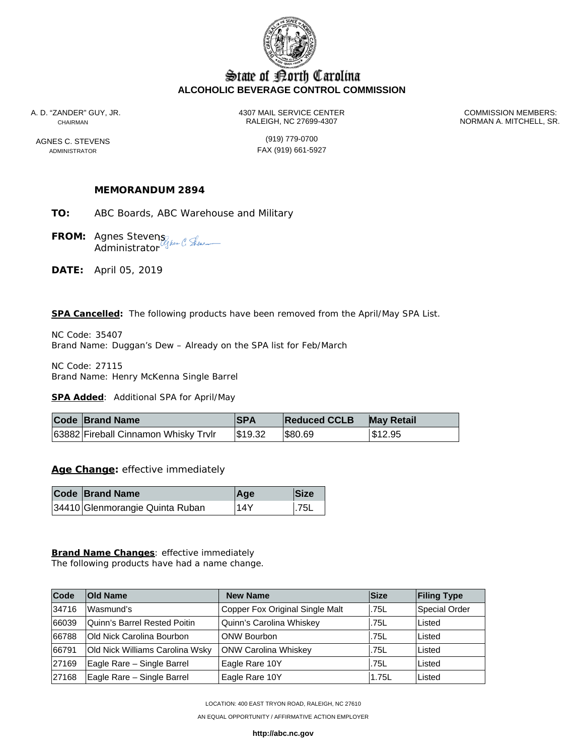# State of North Carolina
## ALCOHOLIC BEVERAGE CONTROL COMMISSION

A. D. "ZANDER" GUY, JR.
CHAIRMAN

AGNES C. STEVENS
ADMINISTRATOR

4307 MAIL SERVICE CENTER
RALEIGH, NC 27699-4307

(919) 779-0700
FAX (919) 661-5927

COMMISSION MEMBERS:
NORMAN A. MITCHELL, SR.

**MEMORANDUM 2894**

**TO:** ABC Boards, ABC Warehouse and Military

**FROM:** Agnes Stevens
Administrator

**DATE:** April 05, 2019

**SPA Cancelled:** The following products have been removed from the April/May SPA List.

NC Code: 35407
Brand Name: Duggan's Dew – Already on the SPA list for Feb/March

NC Code: 27115
Brand Name: Henry McKenna Single Barrel

**SPA Added**: Additional SPA for April/May

| Code | Brand Name | SPA | Reduced CCLB | May Retail |
|---|---|---|---|---|
| 63882 | Fireball Cinnamon Whisky Trvlr | $19.32 | $80.69 | $12.95 |

**Age Change:** effective immediately

| Code | Brand Name | Age | Size |
|---|---|---|---|
| 34410 | Glenmorangie Quinta Ruban | 14Y | .75L |

**Brand Name Changes**: effective immediately
The following products have had a name change.

| Code | Old Name | New Name | Size | Filing Type |
|---|---|---|---|---|
| 34716 | Wasmund's | Copper Fox Original Single Malt | .75L | Special Order |
| 66039 | Quinn's Barrel Rested Poitin | Quinn's Carolina Whiskey | .75L | Listed |
| 66788 | Old Nick Carolina Bourbon | ONW Bourbon | .75L | Listed |
| 66791 | Old Nick Williams Carolina Wsky | ONW Carolina Whiskey | .75L | Listed |
| 27169 | Eagle Rare – Single Barrel | Eagle Rare 10Y | .75L | Listed |
| 27168 | Eagle Rare – Single Barrel | Eagle Rare 10Y | 1.75L | Listed |

LOCATION: 400 EAST TRYON ROAD, RALEIGH, NC 27610

AN EQUAL OPPORTUNITY / AFFIRMATIVE ACTION EMPLOYER

**http://abc.nc.gov**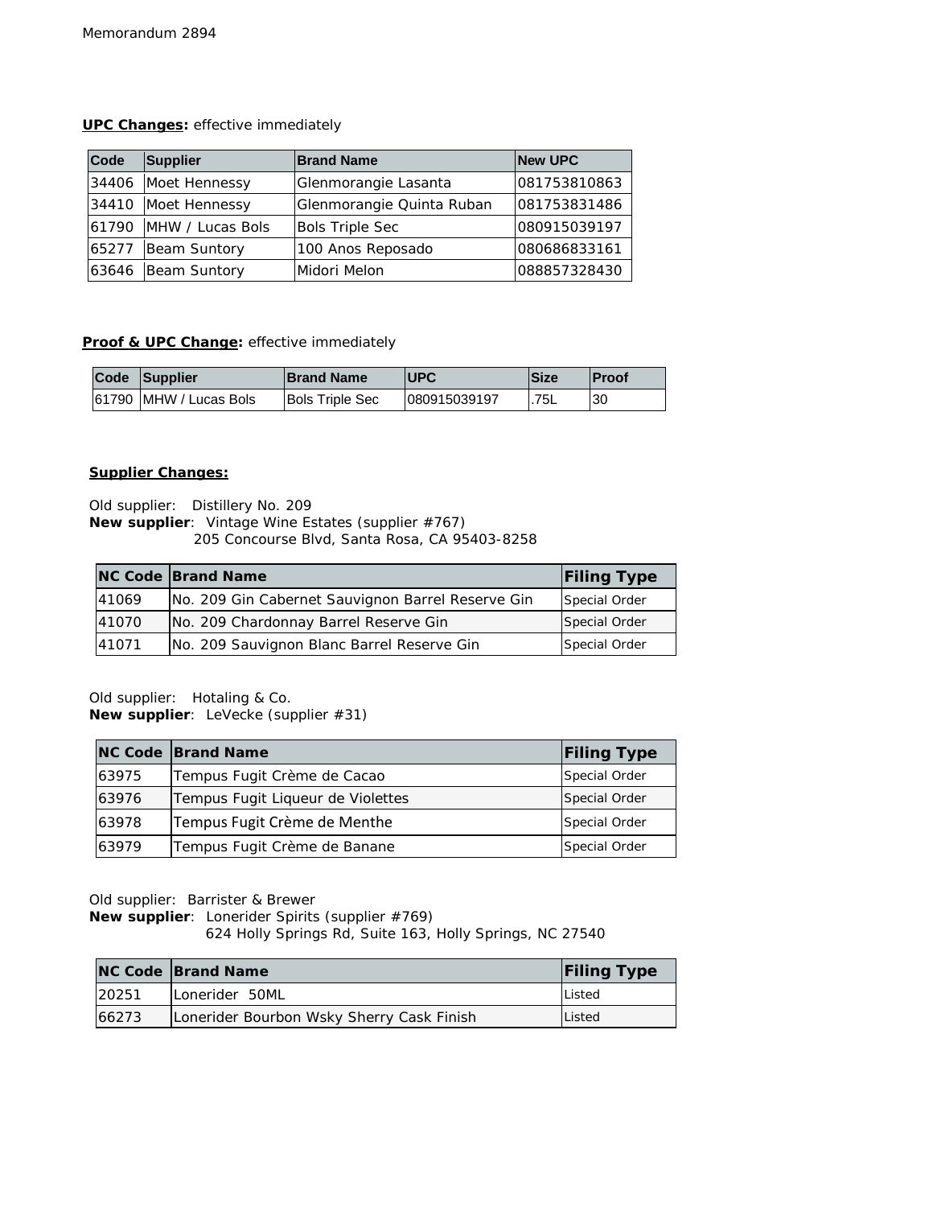Memorandum 2894

**UPC Changes:** effective immediately

| Code | Supplier | Brand Name | New UPC |
|---|---|---|---|
| 34406 | Moet Hennessy | Glenmorangie Lasanta | 081753810863 |
| 34410 | Moet Hennessy | Glenmorangie Quinta Ruban | 081753831486 |
| 61790 | MHW / Lucas Bols | Bols Triple Sec | 080915039197 |
| 65277 | Beam Suntory | 100 Anos Reposado | 080686833161 |
| 63646 | Beam Suntory | Midori Melon | 088857328430 |

**Proof & UPC Change:** effective immediately

| Code | Supplier | Brand Name | UPC | Size | Proof |
|---|---|---|---|---|---|
| 61790 | MHW / Lucas Bols | Bols Triple Sec | 080915039197 | .75L | 30 |

**Supplier Changes:**

Old supplier: Distillery No. 209
**New supplier**: Vintage Wine Estates (supplier #767)
205 Concourse Blvd, Santa Rosa, CA 95403-8258

| NC Code | Brand Name | Filing Type |
|---|---|---|
| 41069 | No. 209 Gin Cabernet Sauvignon Barrel Reserve Gin | Special Order |
| 41070 | No. 209 Chardonnay Barrel Reserve Gin | Special Order |
| 41071 | No. 209 Sauvignon Blanc Barrel Reserve Gin | Special Order |

Old supplier: Hotaling & Co.
**New supplier**: LeVecke (supplier #31)

| NC Code | Brand Name | Filing Type |
|---|---|---|
| 63975 | Tempus Fugit Crème de Cacao | Special Order |
| 63976 | Tempus Fugit Liqueur de Violettes | Special Order |
| 63978 | Tempus Fugit Crème de Menthe | Special Order |
| 63979 | Tempus Fugit Crème de Banane | Special Order |

Old supplier: Barrister & Brewer
**New supplier**: Lonerider Spirits (supplier #769)
624 Holly Springs Rd, Suite 163, Holly Springs, NC 27540

| NC Code | Brand Name | Filing Type |
|---|---|---|
| 20251 | Lonerider 50ML | Listed |
| 66273 | Lonerider Bourbon Wsky Sherry Cask Finish | Listed |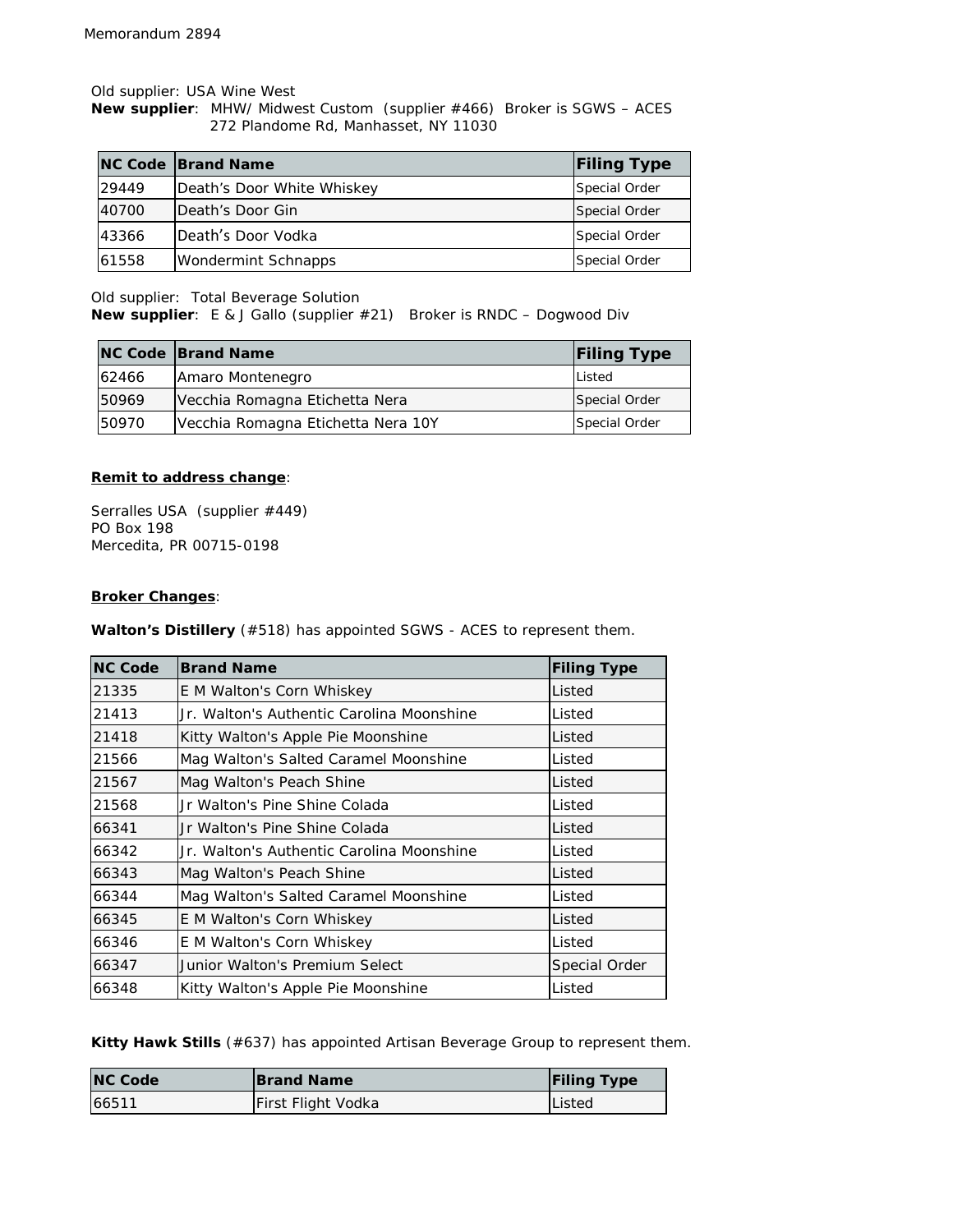Memorandum 2894

Old supplier: USA Wine West
**New supplier**: MHW/ Midwest Custom (supplier #466) Broker is SGWS – ACES
272 Plandome Rd, Manhasset, NY 11030

| NC Code | Brand Name | Filing Type |
|---|---|---|
| 29449 | Death's Door White Whiskey | Special Order |
| 40700 | Death's Door Gin | Special Order |
| 43366 | Death's Door Vodka | Special Order |
| 61558 | Wondermint Schnapps | Special Order |

Old supplier: Total Beverage Solution
**New supplier**: E & J Gallo (supplier #21) Broker is RNDC – Dogwood Div

| NC Code | Brand Name | Filing Type |
|---|---|---|
| 62466 | Amaro Montenegro | Listed |
| 50969 | Vecchia Romagna Etichetta Nera | Special Order |
| 50970 | Vecchia Romagna Etichetta Nera 10Y | Special Order |

**Remit to address change**:

Serralles USA (supplier #449)
PO Box 198
Mercedita, PR 00715-0198

**Broker Changes**:

**Walton's Distillery** (#518) has appointed SGWS - ACES to represent them.

| NC Code | Brand Name | Filing Type |
|---|---|---|
| 21335 | E M Walton's Corn Whiskey | Listed |
| 21413 | Jr. Walton's Authentic Carolina Moonshine | Listed |
| 21418 | Kitty Walton's Apple Pie Moonshine | Listed |
| 21566 | Mag Walton's Salted Caramel Moonshine | Listed |
| 21567 | Mag Walton's Peach Shine | Listed |
| 21568 | Jr Walton's Pine Shine Colada | Listed |
| 66341 | Jr Walton's Pine Shine Colada | Listed |
| 66342 | Jr. Walton's Authentic Carolina Moonshine | Listed |
| 66343 | Mag Walton's Peach Shine | Listed |
| 66344 | Mag Walton's Salted Caramel Moonshine | Listed |
| 66345 | E M Walton's Corn Whiskey | Listed |
| 66346 | E M Walton's Corn Whiskey | Listed |
| 66347 | Junior Walton's Premium Select | Special Order |
| 66348 | Kitty Walton's Apple Pie Moonshine | Listed |

**Kitty Hawk Stills** (#637) has appointed Artisan Beverage Group to represent them.

| NC Code | Brand Name | Filing Type |
|---|---|---|
| 66511 | First Flight Vodka | Listed |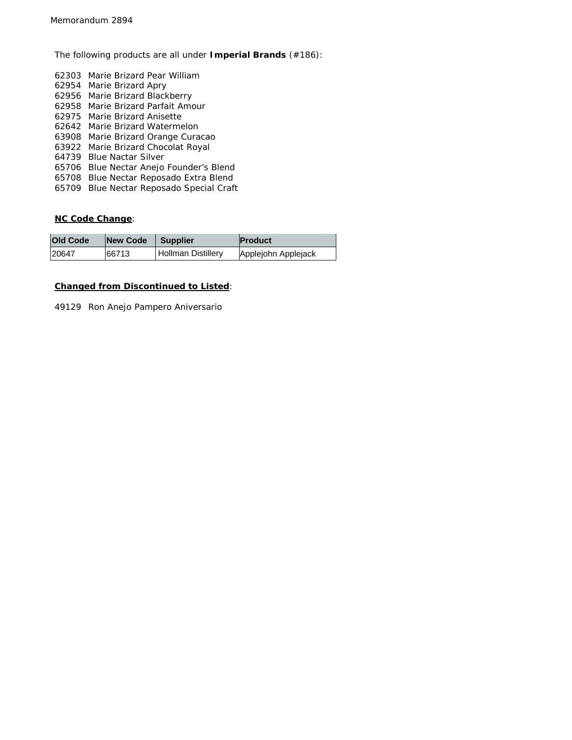Memorandum 2894

The following products are all under **Imperial Brands** (#186):

62303 Marie Brizard Pear William
62954 Marie Brizard Apry
62956 Marie Brizard Blackberry
62958 Marie Brizard Parfait Amour
62975 Marie Brizard Anisette
62642 Marie Brizard Watermelon
63908 Marie Brizard Orange Curacao
63922 Marie Brizard Chocolat Royal
64739 Blue Nactar Silver
65706 Blue Nectar Anejo Founder’s Blend
65708 Blue Nectar Reposado Extra Blend
65709 Blue Nectar Reposado Special Craft

**NC Code Change**:

| Old Code | New Code | Supplier | Product |
|---|---|---|---|
| 20647 | 66713 | Hollman Distillery | Applejohn Applejack |

**Changed from Discontinued to Listed**:

49129 Ron Anejo Pampero Aniversario